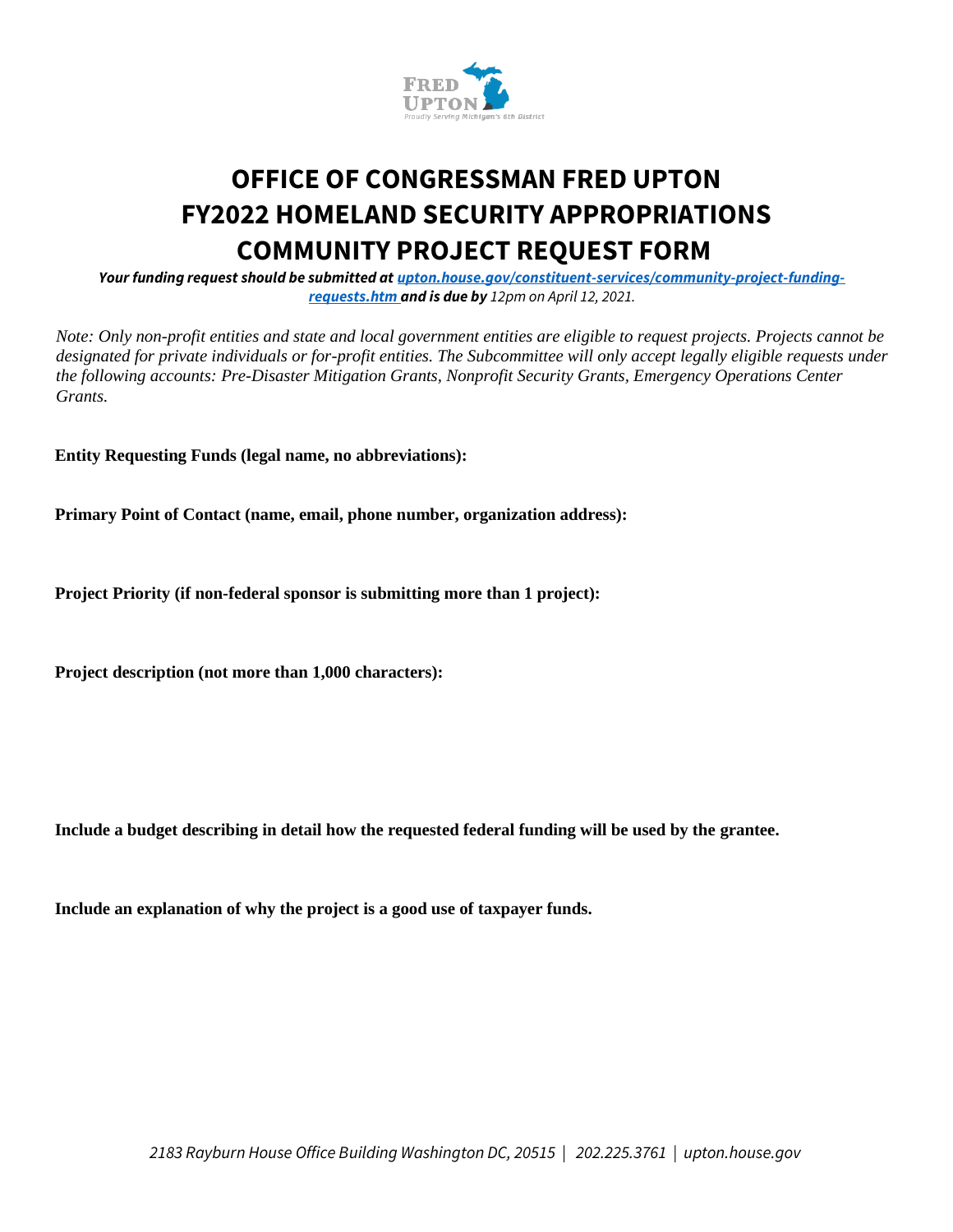FRED UPTON
*Proudly Serving Michigan's 6th District*

# OFFICE OF CONGRESSMAN FRED UPTON
# FY2022 HOMELAND SECURITY APPROPRIATIONS
# COMMUNITY PROJECT REQUEST FORM

***Your funding request should be submitted at [upton.house.gov/constituent-services/community-project-funding-requests.htm](upton.house.gov/constituent-services/community-project-funding-requests.htm) and is due by** 12pm on April 12, 2021.*

*Note: Only non-profit entities and state and local government entities are eligible to request projects. Projects cannot be designated for private individuals or for-profit entities. The Subcommittee will only accept legally eligible requests under the following accounts: Pre-Disaster Mitigation Grants, Nonprofit Security Grants, Emergency Operations Center Grants.*

**Entity Requesting Funds (legal name, no abbreviations):**

**Primary Point of Contact (name, email, phone number, organization address):**

**Project Priority (if non-federal sponsor is submitting more than 1 project):**

**Project description (not more than 1,000 characters):**

**Include a budget describing in detail how the requested federal funding will be used by the grantee.**

**Include an explanation of why the project is a good use of taxpayer funds.**

*2183 Rayburn House Office Building Washington DC, 20515 | 202.225.3761 | upton.house.gov*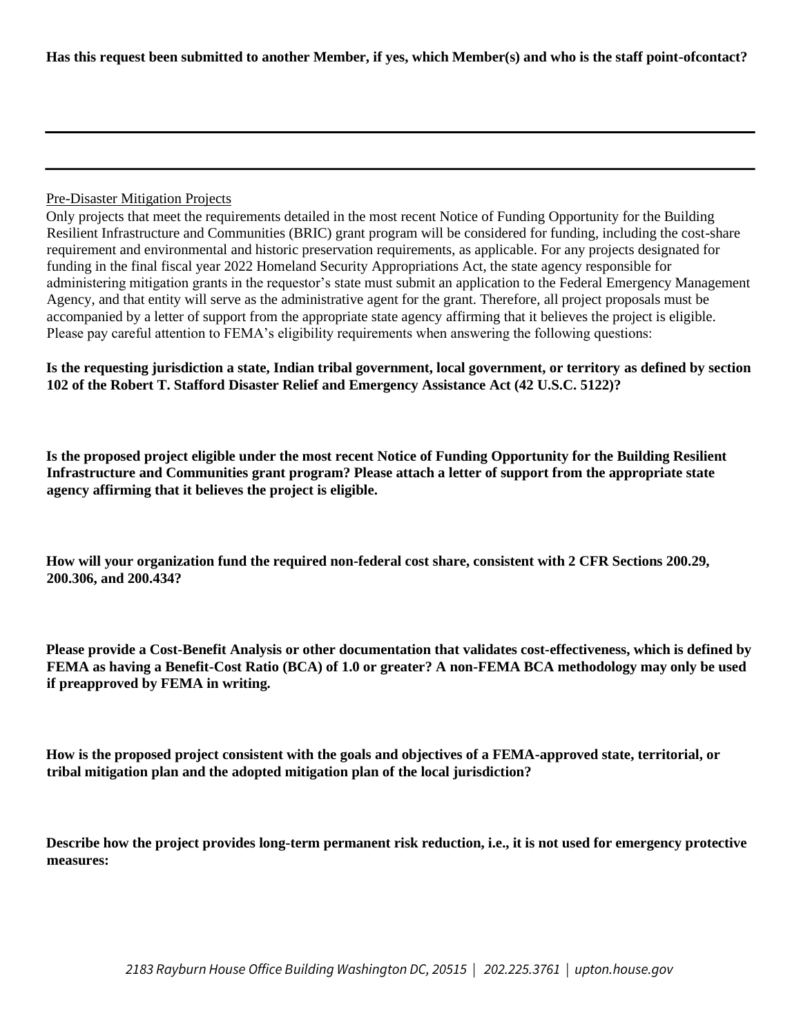**Has this request been submitted to another Member, if yes, which Member(s) and who is the staff point-ofcontact?**

---

---

Pre-Disaster Mitigation Projects

Only projects that meet the requirements detailed in the most recent Notice of Funding Opportunity for the Building Resilient Infrastructure and Communities (BRIC) grant program will be considered for funding, including the cost-share requirement and environmental and historic preservation requirements, as applicable. For any projects designated for funding in the final fiscal year 2022 Homeland Security Appropriations Act, the state agency responsible for administering mitigation grants in the requestor's state must submit an application to the Federal Emergency Management Agency, and that entity will serve as the administrative agent for the grant. Therefore, all project proposals must be accompanied by a letter of support from the appropriate state agency affirming that it believes the project is eligible. Please pay careful attention to FEMA's eligibility requirements when answering the following questions:

**Is the requesting jurisdiction a state, Indian tribal government, local government, or territory as defined by section 102 of the Robert T. Stafford Disaster Relief and Emergency Assistance Act (42 U.S.C. 5122)?**

**Is the proposed project eligible under the most recent Notice of Funding Opportunity for the Building Resilient Infrastructure and Communities grant program? Please attach a letter of support from the appropriate state agency affirming that it believes the project is eligible.**

**How will your organization fund the required non-federal cost share, consistent with 2 CFR Sections 200.29, 200.306, and 200.434?**

**Please provide a Cost-Benefit Analysis or other documentation that validates cost-effectiveness, which is defined by FEMA as having a Benefit-Cost Ratio (BCA) of 1.0 or greater? A non-FEMA BCA methodology may only be used if preapproved by FEMA in writing.**

**How is the proposed project consistent with the goals and objectives of a FEMA-approved state, territorial, or tribal mitigation plan and the adopted mitigation plan of the local jurisdiction?**

**Describe how the project provides long-term permanent risk reduction, i.e., it is not used for emergency protective measures:**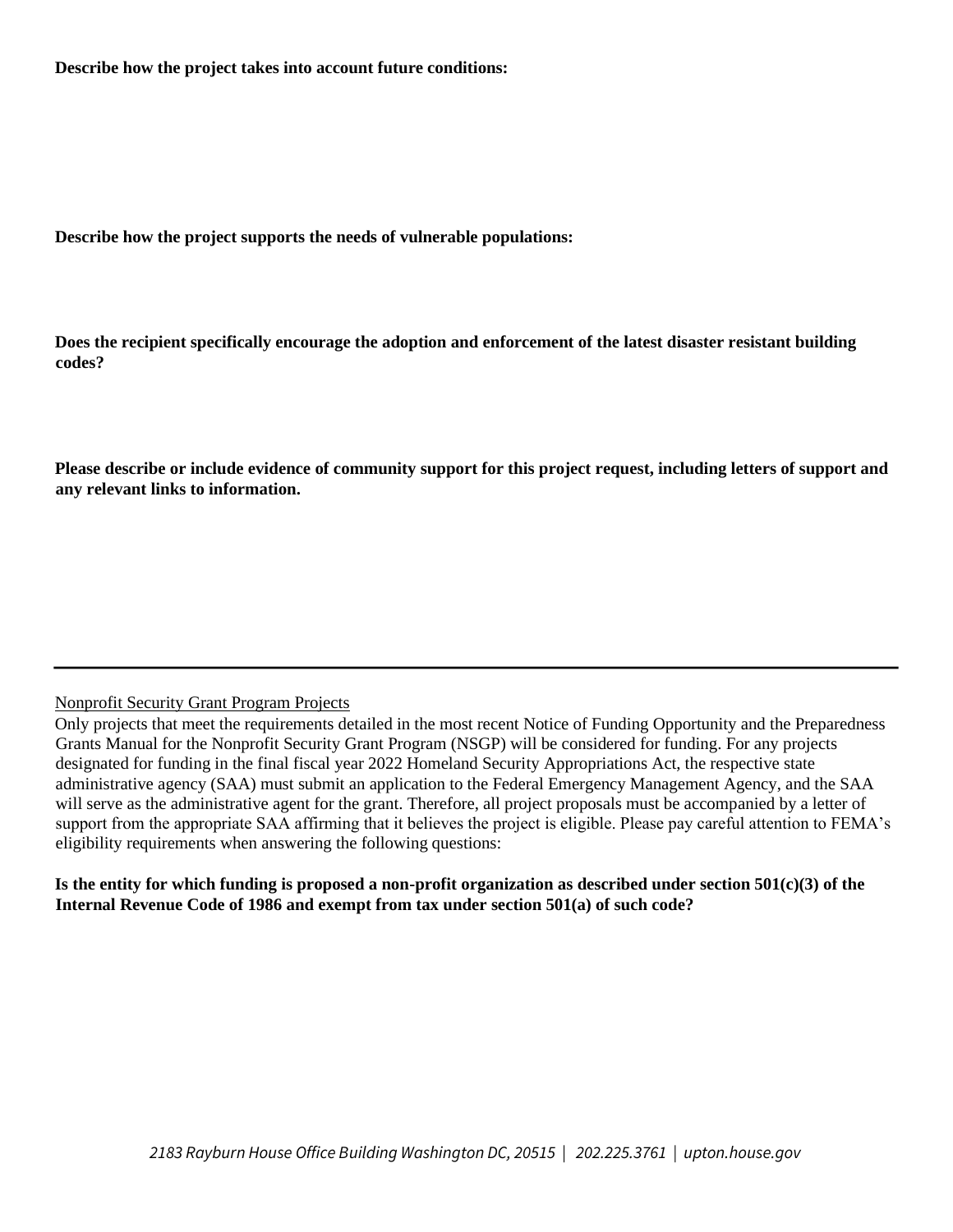**Describe how the project takes into account future conditions:**

**Describe how the project supports the needs of vulnerable populations:**

**Does the recipient specifically encourage the adoption and enforcement of the latest disaster resistant building codes?**

**Please describe or include evidence of community support for this project request, including letters of support and any relevant links to information.**

---

Nonprofit Security Grant Program Projects

Only projects that meet the requirements detailed in the most recent Notice of Funding Opportunity and the Preparedness Grants Manual for the Nonprofit Security Grant Program (NSGP) will be considered for funding. For any projects designated for funding in the final fiscal year 2022 Homeland Security Appropriations Act, the respective state administrative agency (SAA) must submit an application to the Federal Emergency Management Agency, and the SAA will serve as the administrative agent for the grant. Therefore, all project proposals must be accompanied by a letter of support from the appropriate SAA affirming that it believes the project is eligible. Please pay careful attention to FEMA's eligibility requirements when answering the following questions:

**Is the entity for which funding is proposed a non-profit organization as described under section 501(c)(3) of the Internal Revenue Code of 1986 and exempt from tax under section 501(a) of such code?**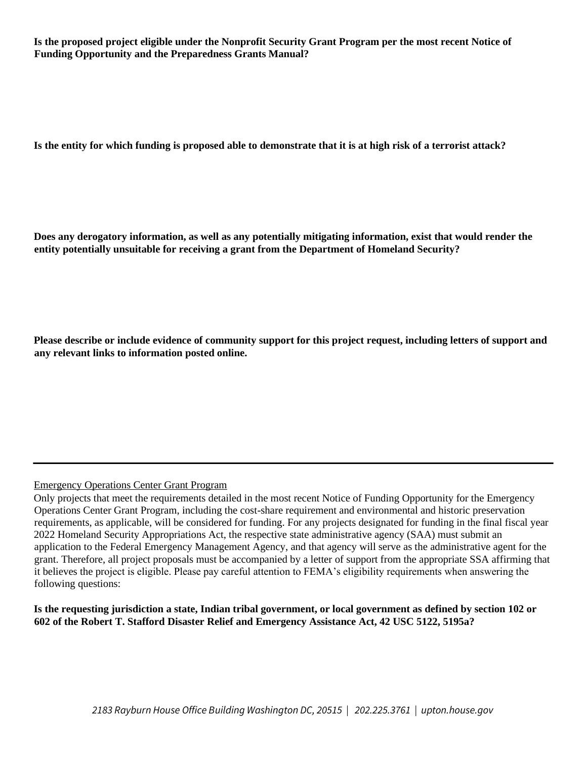**Is the proposed project eligible under the Nonprofit Security Grant Program per the most recent Notice of Funding Opportunity and the Preparedness Grants Manual?**

**Is the entity for which funding is proposed able to demonstrate that it is at high risk of a terrorist attack?**

**Does any derogatory information, as well as any potentially mitigating information, exist that would render the entity potentially unsuitable for receiving a grant from the Department of Homeland Security?**

**Please describe or include evidence of community support for this project request, including letters of support and any relevant links to information posted online.**

---

Emergency Operations Center Grant Program

Only projects that meet the requirements detailed in the most recent Notice of Funding Opportunity for the Emergency Operations Center Grant Program, including the cost-share requirement and environmental and historic preservation requirements, as applicable, will be considered for funding. For any projects designated for funding in the final fiscal year 2022 Homeland Security Appropriations Act, the respective state administrative agency (SAA) must submit an application to the Federal Emergency Management Agency, and that agency will serve as the administrative agent for the grant. Therefore, all project proposals must be accompanied by a letter of support from the appropriate SSA affirming that it believes the project is eligible. Please pay careful attention to FEMA's eligibility requirements when answering the following questions:

**Is the requesting jurisdiction a state, Indian tribal government, or local government as defined by section 102 or 602 of the Robert T. Stafford Disaster Relief and Emergency Assistance Act, 42 USC 5122, 5195a?**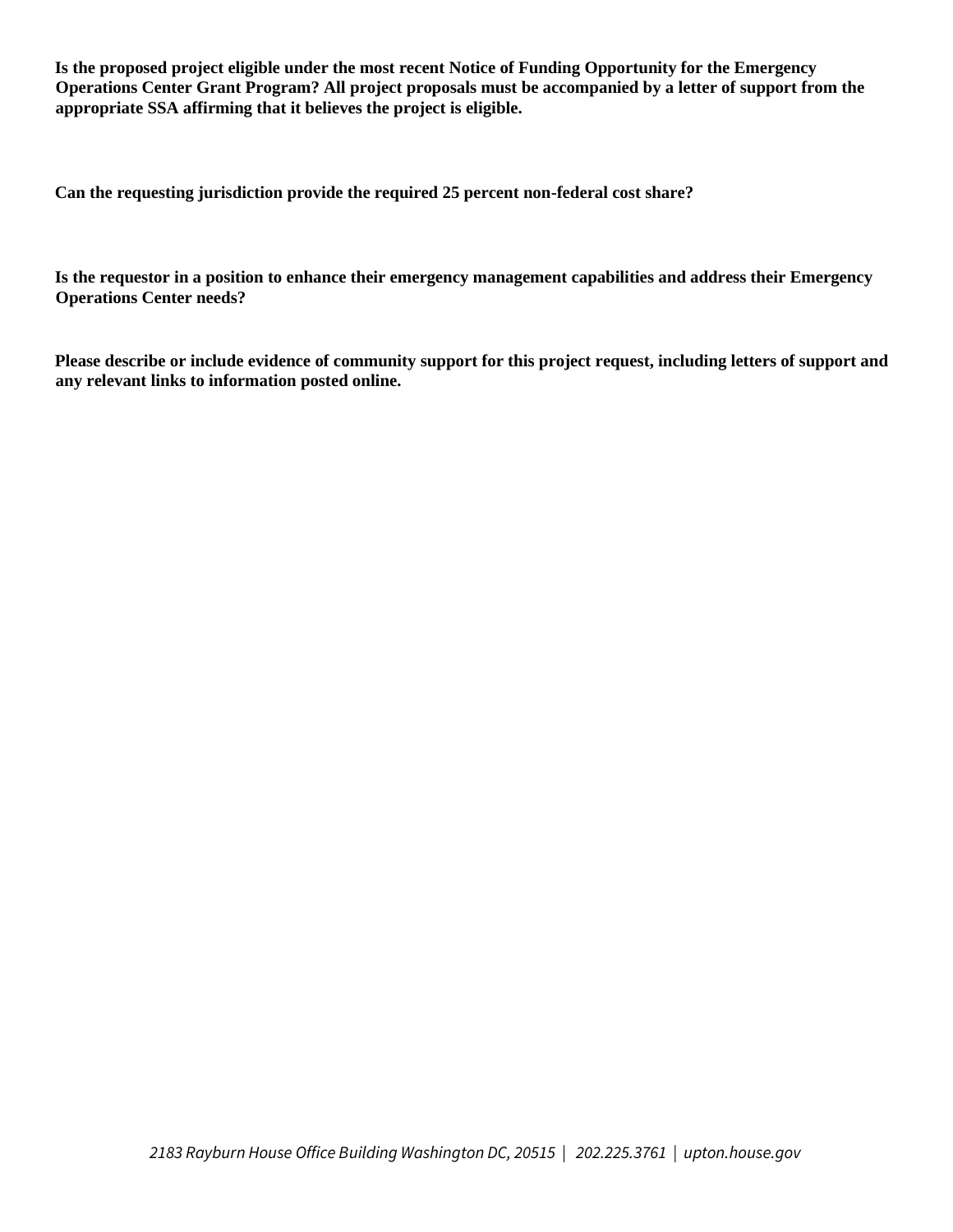**Is the proposed project eligible under the most recent Notice of Funding Opportunity for the Emergency Operations Center Grant Program? All project proposals must be accompanied by a letter of support from the appropriate SSA affirming that it believes the project is eligible.**

**Can the requesting jurisdiction provide the required 25 percent non-federal cost share?**

**Is the requestor in a position to enhance their emergency management capabilities and address their Emergency Operations Center needs?**

**Please describe or include evidence of community support for this project request, including letters of support and any relevant links to information posted online.**